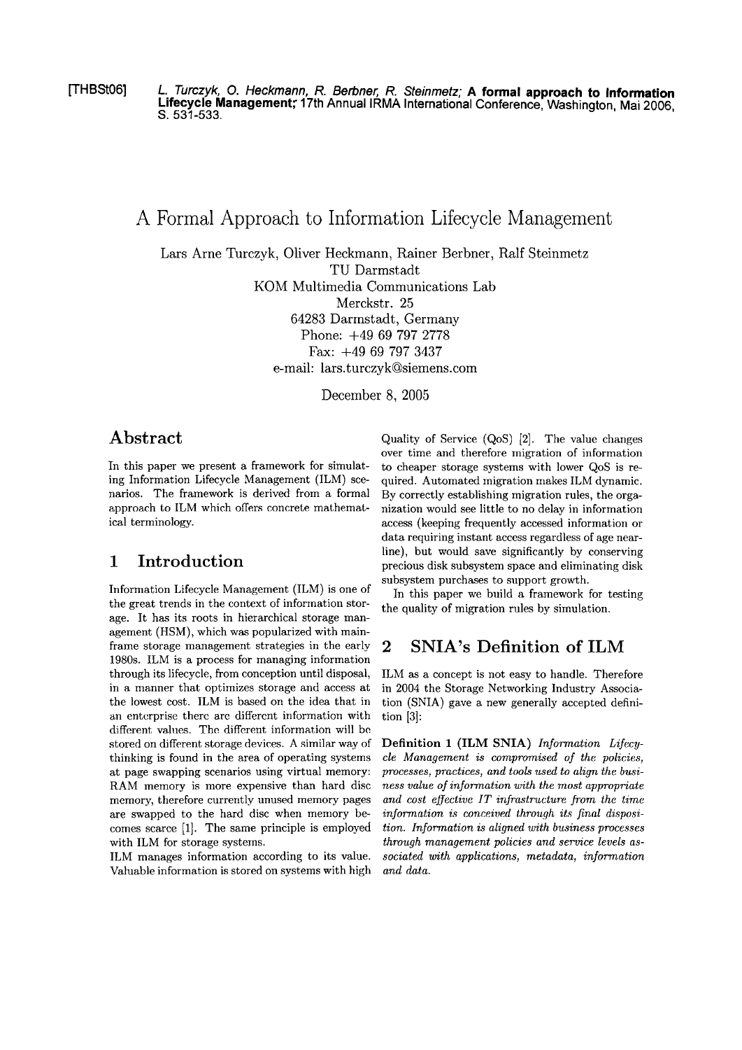[THBSt06] *L. Turczyk, O. Heckmann, R. Berbner, R. Steinmetz;* **A formal approach to Information Lifecycle Management;** 17th Annual IRMA International Conference, Washington, Mai 2006, S. 531-533.

# A Formal Approach to Information Lifecycle Management

Lars Arne Turczyk, Oliver Heckmann, Rainer Berbner, Ralf Steinmetz
TU Darmstadt
KOM Multimedia Communications Lab
Merckstr. 25
64283 Darmstadt, Germany
Phone: +49 69 797 2778
Fax: +49 69 797 3437
e-mail: lars.turczyk@siemens.com

December 8, 2005

## Abstract

In this paper we present a framework for simulating Information Lifecycle Management (ILM) scenarios. The framework is derived from a formal approach to ILM which offers concrete mathematical terminology.

## 1 Introduction

Information Lifecycle Management (ILM) is one of the great trends in the context of information storage. It has its roots in hierarchical storage management (HSM), which was popularized with mainframe storage management strategies in the early 1980s. ILM is a process for managing information through its lifecycle, from conception until disposal, in a manner that optimizes storage and access at the lowest cost. ILM is based on the idea that in an enterprise there are different information with different values. The different information will be stored on different storage devices. A similar way of thinking is found in the area of operating systems at page swapping scenarios using virtual memory: RAM memory is more expensive than hard disc memory, therefore currently unused memory pages are swapped to the hard disc when memory becomes scarce [1]. The same principle is employed with ILM for storage systems.

ILM manages information according to its value. Valuable information is stored on systems with high Quality of Service (QoS) [2]. The value changes over time and therefore migration of information to cheaper storage systems with lower QoS is required. Automated migration makes ILM dynamic. By correctly establishing migration rules, the organization would see little to no delay in information access (keeping frequently accessed information or data requiring instant access regardless of age nearline), but would save significantly by conserving precious disk subsystem space and eliminating disk subsystem purchases to support growth.

In this paper we build a framework for testing the quality of migration rules by simulation.

## 2 SNIA's Definition of ILM

ILM as a concept is not easy to handle. Therefore in 2004 the Storage Networking Industry Association (SNIA) gave a new generally accepted definition [3]:

**Definition 1 (ILM SNIA)** *Information Lifecycle Management is compromised of the policies, processes, practices, and tools used to align the business value of information with the most appropriate and cost effective IT infrastructure from the time information is conceived through its final disposition. Information is aligned with business processes through management policies and service levels associated with applications, metadata, information and data.*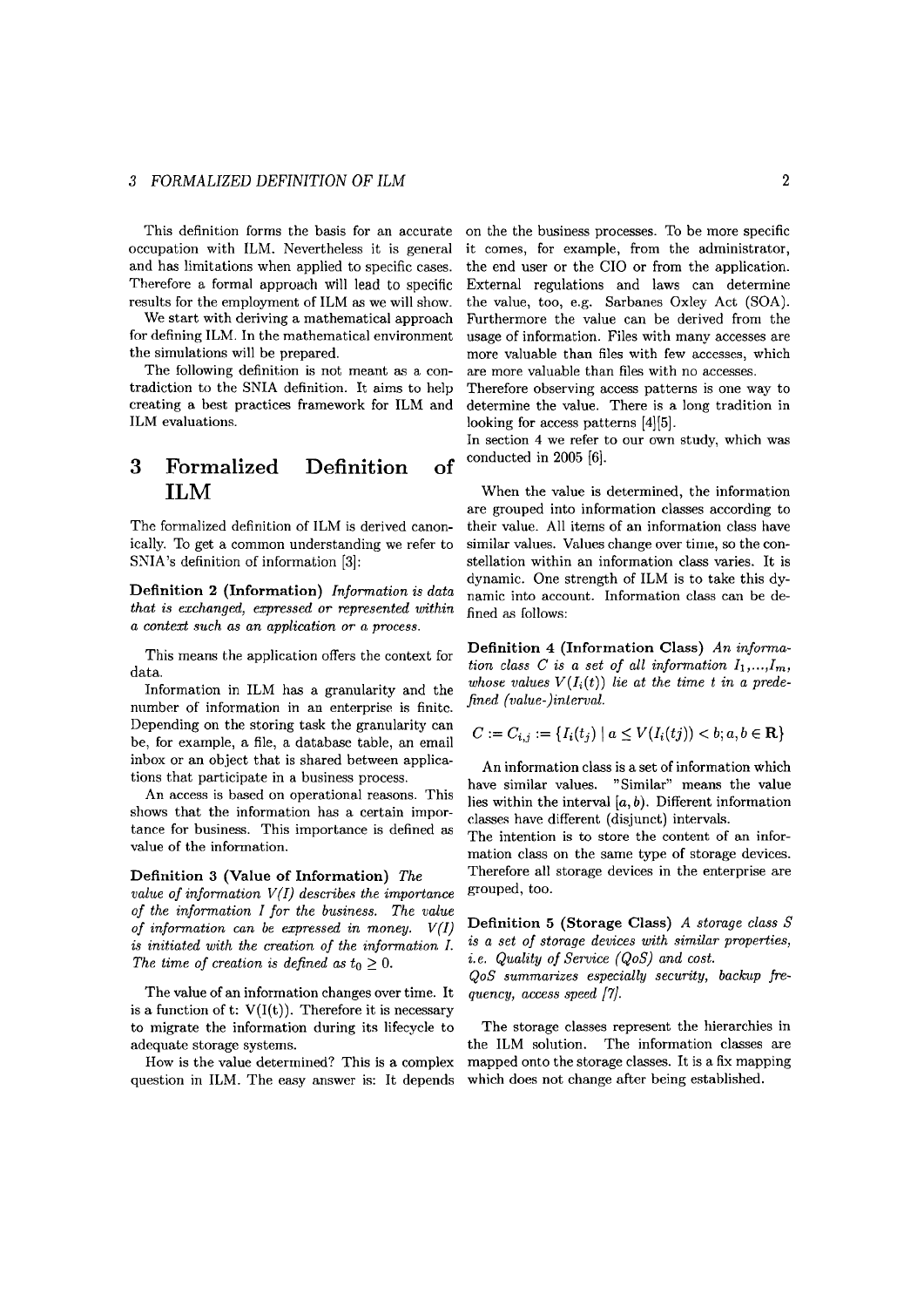This definition forms the basis for an accurate occupation with ILM. Nevertheless it is general and has limitations when applied to specific cases. Therefore a formal approach will lead to specific results for the employment of ILM as we will show.

We start with deriving a mathematical approach for defining ILM. In the mathematical environment the simulations will be prepared.

The following definition is not meant as a contradiction to the SNIA definition. It aims to help creating a best practices framework for ILM and ILM evaluations.

# 3 Formalized Definition of ILM

The formalized definition of ILM is derived canonically. To get a common understanding we refer to SNIA's definition of information [3]:

**Definition 2 (Information)** *Information is data that is exchanged, expressed or represented within a context such as an application or a process.*

This means the application offers the context for data.

Information in ILM has a granularity and the number of information in an enterprise is finite. Depending on the storing task the granularity can be, for example, a file, a database table, an email inbox or an object that is shared between applications that participate in a business process.

An access is based on operational reasons. This shows that the information has a certain importance for business. This importance is defined as value of the information.

**Definition 3 (Value of Information)** *The value of information V(I) describes the importance of the information I for the business. The value of information can be expressed in money. V(I) is initiated with the creation of the information I. The time of creation is defined as $t_0 \geq 0$.*

The value of an information changes over time. It is a function of t: V(I(t)). Therefore it is necessary to migrate the information during its lifecycle to adequate storage systems.

How is the value determined? This is a complex question in ILM. The easy answer is: It depends on the the business processes. To be more specific it comes, for example, from the administrator, the end user or the CIO or from the application. External regulations and laws can determine the value, too, e.g. Sarbanes Oxley Act (SOA). Furthermore the value can be derived from the usage of information. Files with many accesses are more valuable than files with few accesses, which are more valuable than files with no accesses. Therefore observing access patterns is one way to determine the value. There is a long tradition in looking for access patterns [4][5].
In section 4 we refer to our own study, which was conducted in 2005 [6].

When the value is determined, the information are grouped into information classes according to their value. All items of an information class have similar values. Values change over time, so the constellation within an information class varies. It is dynamic. One strength of ILM is to take this dynamic into account. Information class can be defined as follows:

**Definition 4 (Information Class)** *An information class C is a set of all information $I_1,...,I_m$, whose values $V(I_i(t))$ lie at the time t in a predefined (value-)interval.*

$$C := C_{i,j} := \{I_i(t_j) \mid a \leq V(I_i(tj)) < b; a, b \in \mathbf{R}\}$$

An information class is a set of information which have similar values. "Similar" means the value lies within the interval $[a, b)$. Different information classes have different (disjunct) intervals.
The intention is to store the content of an information class on the same type of storage devices. Therefore all storage devices in the enterprise are grouped, too.

**Definition 5 (Storage Class)** *A storage class S is a set of storage devices with similar properties, i.e. Quality of Service (QoS) and cost.*
*QoS summarizes especially security, backup frequency, access speed [7].*

The storage classes represent the hierarchies in the ILM solution. The information classes are mapped onto the storage classes. It is a fix mapping which does not change after being established.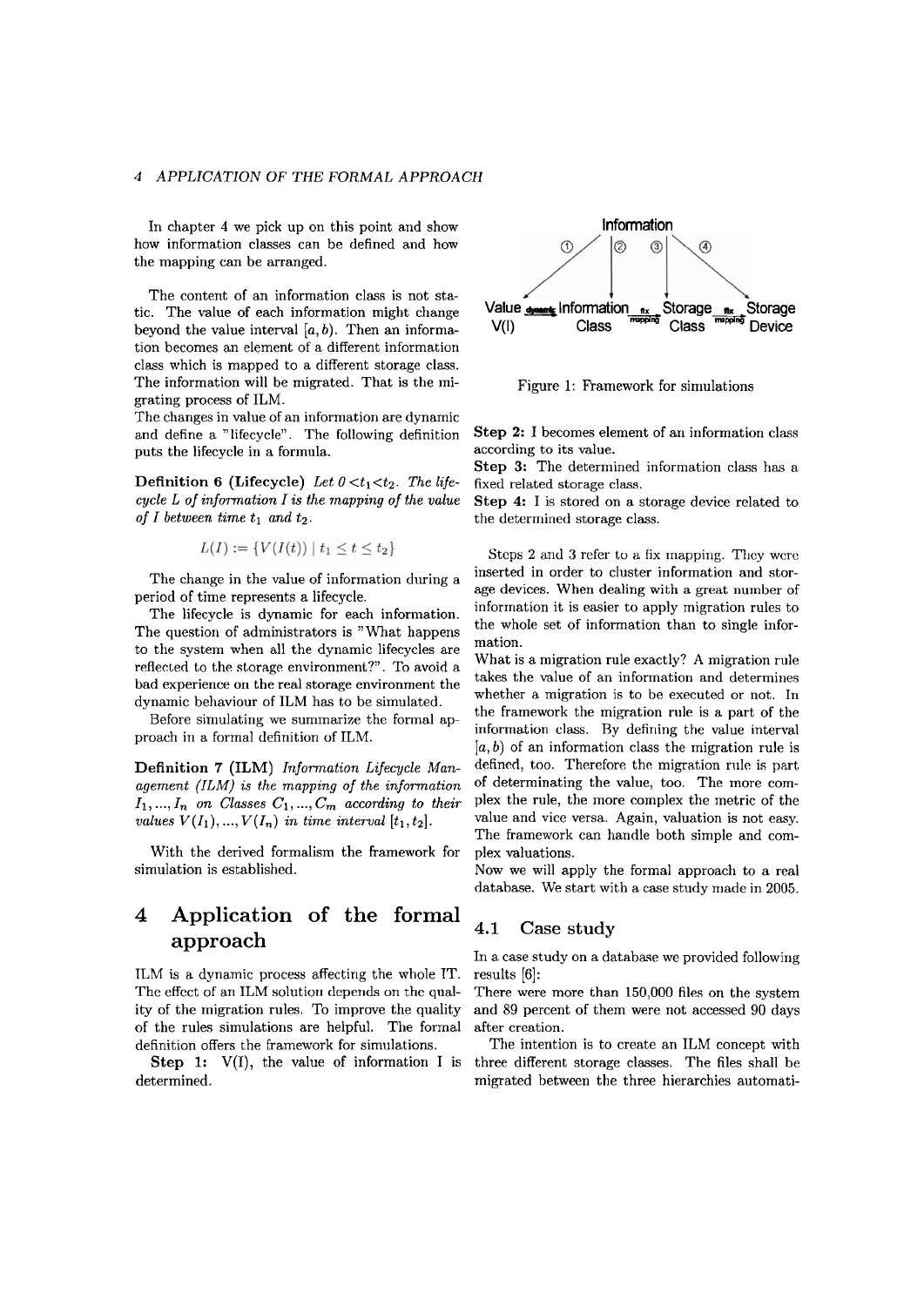In chapter 4 we pick up on this point and show how information classes can be defined and how the mapping can be arranged.

The content of an information class is not static. The value of each information might change beyond the value interval $[a, b)$. Then an information becomes an element of a different information class which is mapped to a different storage class. The information will be migrated. That is the migrating process of ILM.

The changes in value of an information are dynamic and define a "lifecycle". The following definition puts the lifecycle in a formula.

**Definition 6 (Lifecycle)** *Let $0 < t_1 < t_2$. The lifecycle L of information I is the mapping of the value of I between time $t_1$ and $t_2$.*

$$L(I) := \{V(I(t)) \mid t_1 \leq t \leq t_2\}$$

The change in the value of information during a period of time represents a lifecycle.

The lifecycle is dynamic for each information. The question of administrators is "What happens to the system when all the dynamic lifecycles are reflected to the storage environment?". To avoid a bad experience on the real storage environment the dynamic behaviour of ILM has to be simulated.

Before simulating we summarize the formal approach in a formal definition of ILM.

**Definition 7 (ILM)** *Information Lifecycle Management (ILM) is the mapping of the information $I_1, ..., I_n$ on Classes $C_1, ..., C_m$ according to their values $V(I_1), ..., V(I_n)$ in time interval $[t_1, t_2]$.*

With the derived formalism the framework for simulation is established.

# 4 Application of the formal approach

ILM is a dynamic process affecting the whole IT. The effect of an ILM solution depends on the quality of the migration rules. To improve the quality of the rules simulations are helpful. The formal definition offers the framework for simulations.

Figure 1: Framework for simulations

**Step 1:** V(I), the value of information I is determined.

**Step 2:** I becomes element of an information class according to its value.

**Step 3:** The determined information class has a fixed related storage class.

**Step 4:** I is stored on a storage device related to the determined storage class.

Steps 2 and 3 refer to a fix mapping. They were inserted in order to cluster information and storage devices. When dealing with a great number of information it is easier to apply migration rules to the whole set of information than to single information.

What is a migration rule exactly? A migration rule takes the value of an information and determines whether a migration is to be executed or not. In the framework the migration rule is a part of the information class. By defining the value interval $[a, b)$ of an information class the migration rule is defined, too. Therefore the migration rule is part of determinating the value, too. The more complex the rule, the more complex the metric of the value and vice versa. Again, valuation is not easy. The framework can handle both simple and complex valuations.

Now we will apply the formal approach to a real database. We start with a case study made in 2005.

## 4.1 Case study

In a case study on a database we provided following results [6]:

There were more than 150,000 files on the system and 89 percent of them were not accessed 90 days after creation.

The intention is to create an ILM concept with three different storage classes. The files shall be migrated between the three hierarchies automati-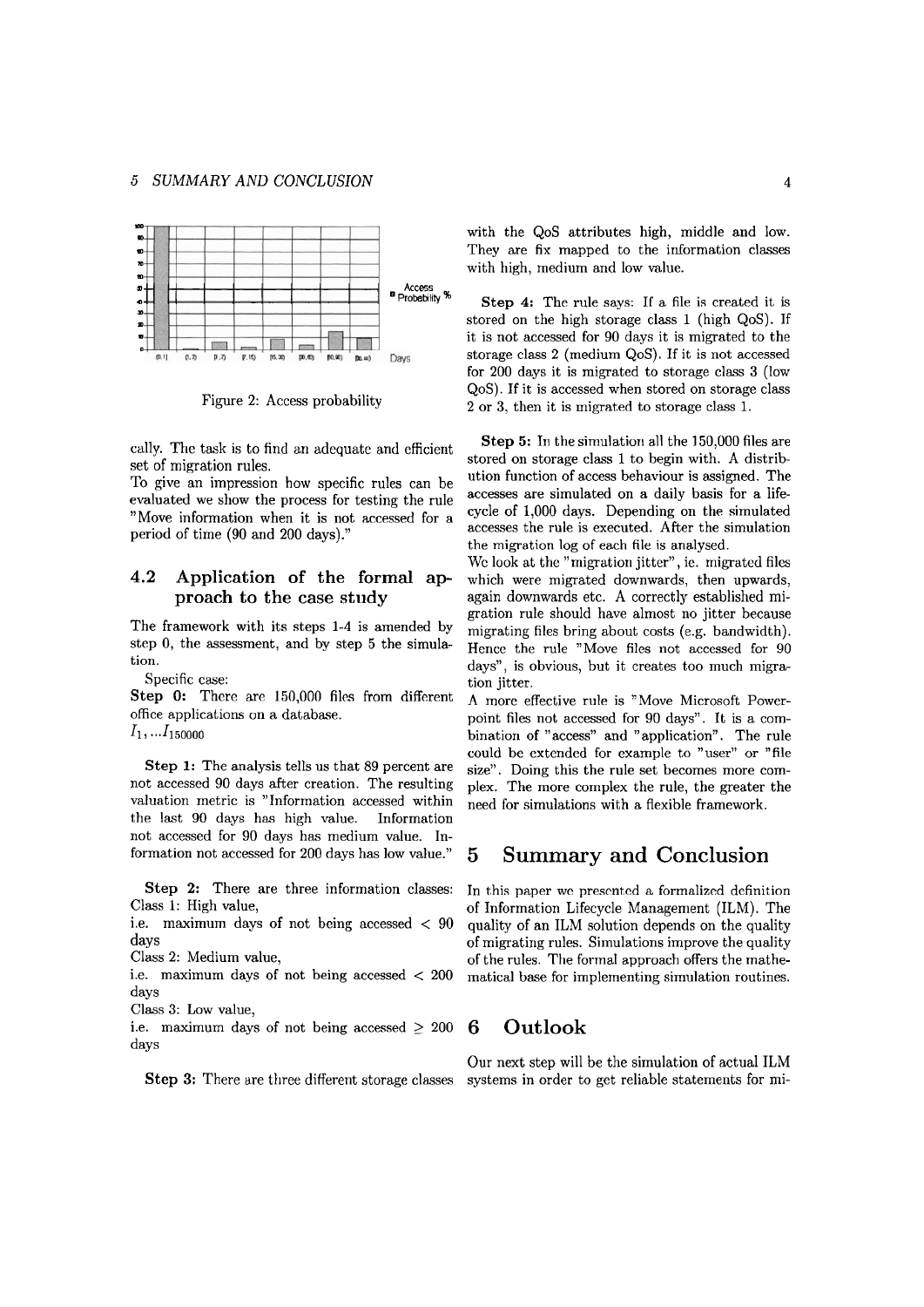Figure 2: Access probability

cally. The task is to find an adequate and efficient set of migration rules.

To give an impression how specific rules can be evaluated we show the process for testing the rule "Move information when it is not accessed for a period of time (90 and 200 days)."

### 4.2 Application of the formal approach to the case study

The framework with its steps 1-4 is amended by step 0, the assessment, and by step 5 the simulation.

Specific case:

**Step 0:** There are 150,000 files from different office applications on a database.
$I_1, ... I_{150000}$

**Step 1:** The analysis tells us that 89 percent are not accessed 90 days after creation. The resulting valuation metric is "Information accessed within the last 90 days has high value. Information not accessed for 90 days has medium value. Information not accessed for 200 days has low value."

**Step 2:** There are three information classes:
Class 1: High value,
i.e. maximum days of not being accessed $< 90$ days
Class 2: Medium value,
i.e. maximum days of not being accessed $< 200$ days
Class 3: Low value,
i.e. maximum days of not being accessed $\geq 200$ days

**Step 3:** There are three different storage classes with the QoS attributes high, middle and low. They are fix mapped to the information classes with high, medium and low value.

**Step 4:** The rule says: If a file is created it is stored on the high storage class 1 (high QoS). If it is not accessed for 90 days it is migrated to the storage class 2 (medium QoS). If it is not accessed for 200 days it is migrated to storage class 3 (low QoS). If it is accessed when stored on storage class 2 or 3, then it is migrated to storage class 1.

**Step 5:** In the simulation all the 150,000 files are stored on storage class 1 to begin with. A distribution function of access behaviour is assigned. The accesses are simulated on a daily basis for a lifecycle of 1,000 days. Depending on the simulated accesses the rule is executed. After the simulation the migration log of each file is analysed.

We look at the "migration jitter", ie. migrated files which were migrated downwards, then upwards, again downwards etc. A correctly established migration rule should have almost no jitter because migrating files bring about costs (e.g. bandwidth). Hence the rule "Move files not accessed for 90 days", is obvious, but it creates too much migration jitter.

A more effective rule is "Move Microsoft Powerpoint files not accessed for 90 days". It is a combination of "access" and "application". The rule could be extended for example to "user" or "file size". Doing this the rule set becomes more complex. The more complex the rule, the greater the need for simulations with a flexible framework.

## 5 Summary and Conclusion

In this paper we presented a formalized definition of Information Lifecycle Management (ILM). The quality of an ILM solution depends on the quality of migrating rules. Simulations improve the quality of the rules. The formal approach offers the mathematical base for implementing simulation routines.

## 6 Outlook

Our next step will be the simulation of actual ILM systems in order to get reliable statements for mi-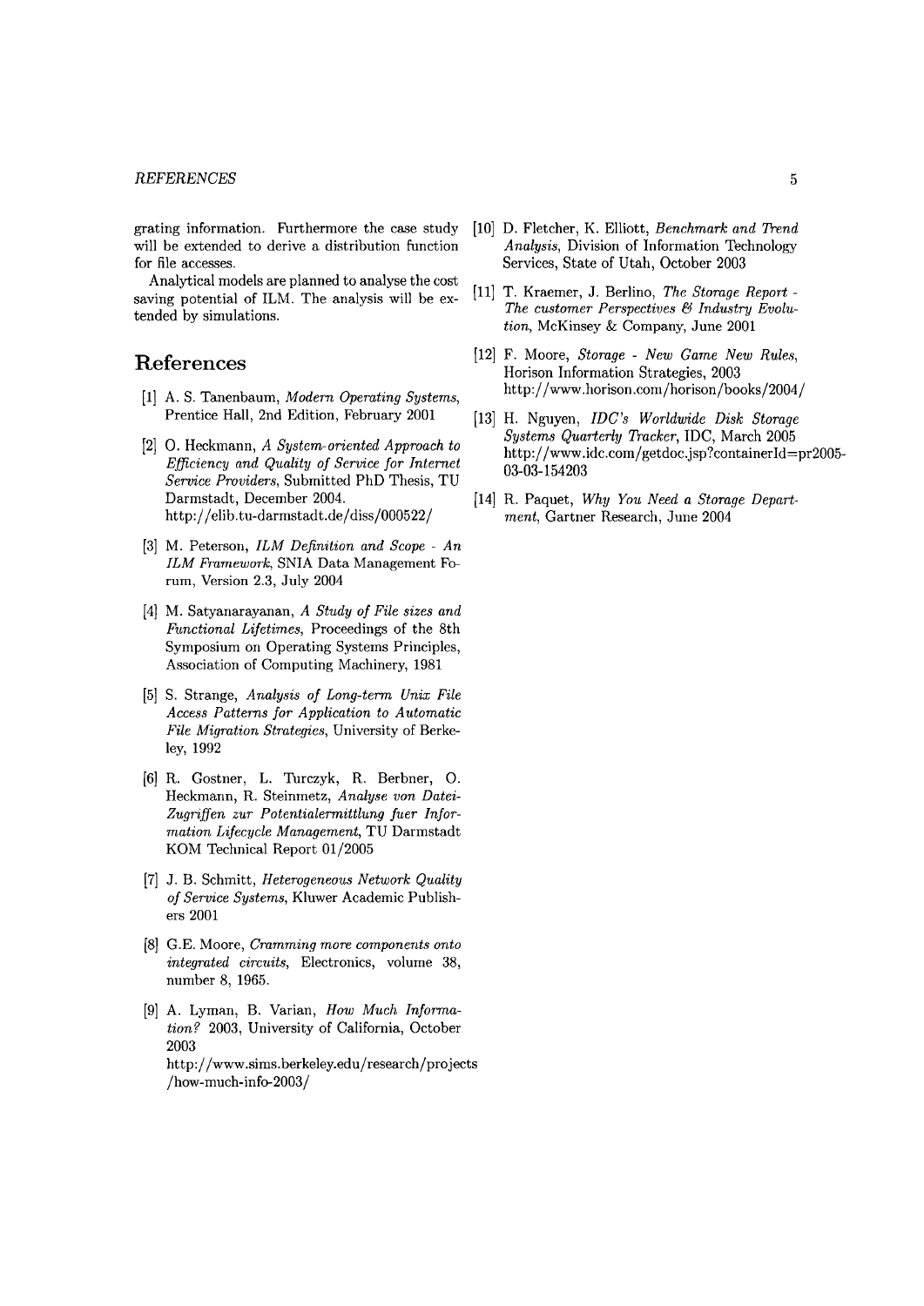grating information. Furthermore the case study will be extended to derive a distribution function for file accesses.

Analytical models are planned to analyse the cost saving potential of ILM. The analysis will be extended by simulations.

# References

[1] A. S. Tanenbaum, *Modern Operating Systems*, Prentice Hall, 2nd Edition, February 2001

[2] O. Heckmann, *A System-oriented Approach to Efficiency and Quality of Service for Internet Service Providers*, Submitted PhD Thesis, TU Darmstadt, December 2004. http://elib.tu-darmstadt.de/diss/000522/

[3] M. Peterson, *ILM Definition and Scope - An ILM Framework*, SNIA Data Management Forum, Version 2.3, July 2004

[4] M. Satyanarayanan, *A Study of File sizes and Functional Lifetimes*, Proceedings of the 8th Symposium on Operating Systems Principles, Association of Computing Machinery, 1981

[5] S. Strange, *Analysis of Long-term Unix File Access Patterns for Application to Automatic File Migration Strategies*, University of Berkeley, 1992

[6] R. Gostner, L. Turczyk, R. Berbner, O. Heckmann, R. Steinmetz, *Analyse von Datei-Zugriffen zur Potentialermittlung fuer Information Lifecycle Management*, TU Darmstadt KOM Technical Report 01/2005

[7] J. B. Schmitt, *Heterogeneous Network Quality of Service Systems*, Kluwer Academic Publishers 2001

[8] G.E. Moore, *Cramming more components onto integrated circuits*, Electronics, volume 38, number 8, 1965.

[9] A. Lyman, B. Varian, *How Much Information?* 2003, University of California, October 2003 http://www.sims.berkeley.edu/research/projects/how-much-info-2003/

[10] D. Fletcher, K. Elliott, *Benchmark and Trend Analysis*, Division of Information Technology Services, State of Utah, October 2003

[11] T. Kraemer, J. Berlino, *The Storage Report - The customer Perspectives & Industry Evolution*, McKinsey & Company, June 2001

[12] F. Moore, *Storage - New Game New Rules*, Horison Information Strategies, 2003 http://www.horison.com/horison/books/2004/

[13] H. Nguyen, *IDC's Worldwide Disk Storage Systems Quarterly Tracker*, IDC, March 2005 http://www.idc.com/getdoc.jsp?containerId=pr2005-03-03-154203

[14] R. Paquet, *Why You Need a Storage Department*, Gartner Research, June 2004